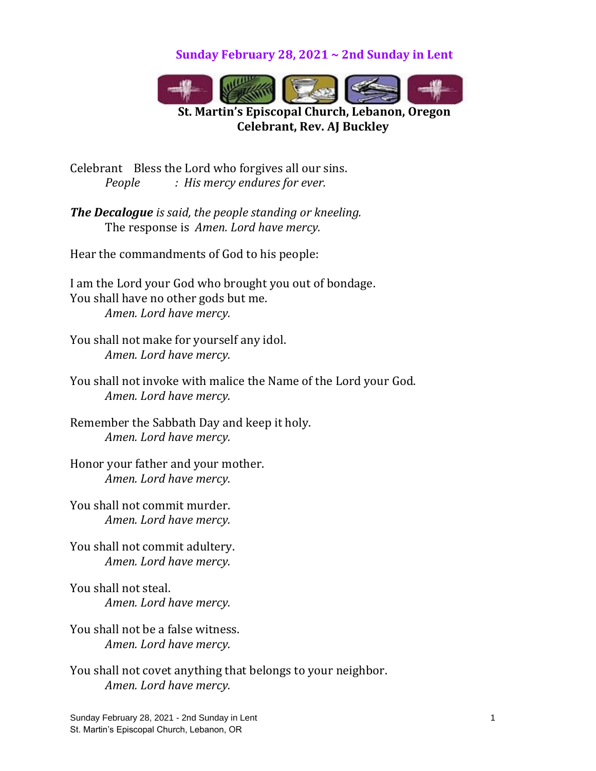## Sunday February 28, 2021 ~ 2nd Sunday in Lent

**St. Martin's Episcopal Church, Lebanon, Oregon**
**Celebrant, Rev. AJ Buckley**

Celebrant Bless the Lord who forgives all our sins.
*People : His mercy endures for ever.*

***The Decalogue** is said, the people standing or kneeling.*
The response is *Amen. Lord have mercy.*

Hear the commandments of God to his people:

I am the Lord your God who brought you out of bondage.
You shall have no other gods but me.
*Amen. Lord have mercy.*

You shall not make for yourself any idol.
*Amen. Lord have mercy.*

You shall not invoke with malice the Name of the Lord your God.
*Amen. Lord have mercy.*

Remember the Sabbath Day and keep it holy.
*Amen. Lord have mercy.*

Honor your father and your mother.
*Amen. Lord have mercy.*

You shall not commit murder.
*Amen. Lord have mercy.*

You shall not commit adultery.
*Amen. Lord have mercy.*

You shall not steal.
*Amen. Lord have mercy.*

You shall not be a false witness.
*Amen. Lord have mercy.*

You shall not covet anything that belongs to your neighbor.
*Amen. Lord have mercy.*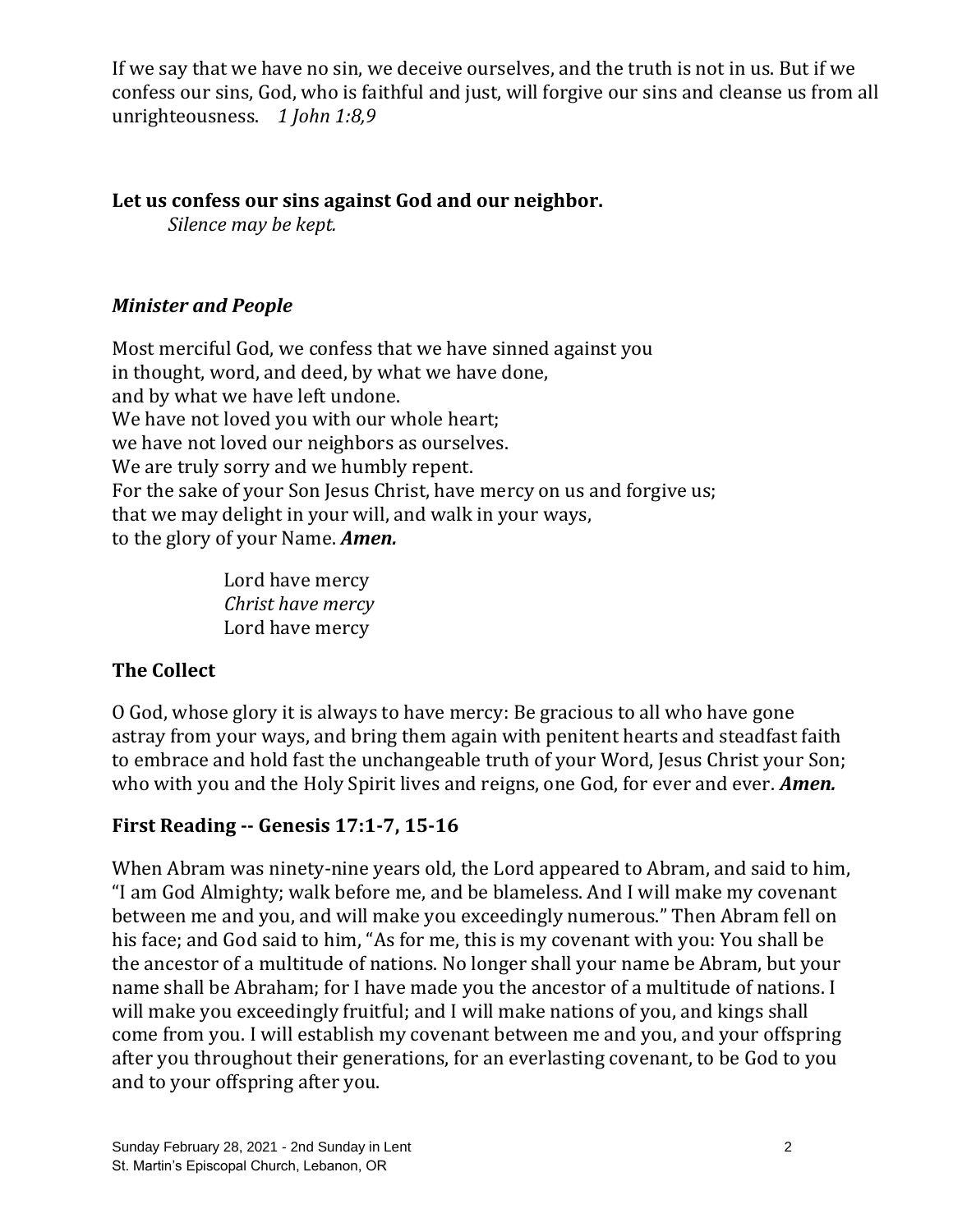If we say that we have no sin, we deceive ourselves, and the truth is not in us. But if we confess our sins, God, who is faithful and just, will forgive our sins and cleanse us from all unrighteousness. *1 John 1:8,9*

**Let us confess our sins against God and our neighbor.**

*Silence may be kept.*

***Minister and People***

Most merciful God, we confess that we have sinned against you
in thought, word, and deed, by what we have done,
and by what we have left undone.
We have not loved you with our whole heart;
we have not loved our neighbors as ourselves.
We are truly sorry and we humbly repent.
For the sake of your Son Jesus Christ, have mercy on us and forgive us;
that we may delight in your will, and walk in your ways,
to the glory of your Name. ***Amen.***

Lord have mercy
*Christ have mercy*
Lord have mercy

## The Collect

O God, whose glory it is always to have mercy: Be gracious to all who have gone astray from your ways, and bring them again with penitent hearts and steadfast faith to embrace and hold fast the unchangeable truth of your Word, Jesus Christ your Son; who with you and the Holy Spirit lives and reigns, one God, for ever and ever. ***Amen.***

## First Reading -- Genesis 17:1-7, 15-16

When Abram was ninety-nine years old, the Lord appeared to Abram, and said to him, "I am God Almighty; walk before me, and be blameless. And I will make my covenant between me and you, and will make you exceedingly numerous." Then Abram fell on his face; and God said to him, "As for me, this is my covenant with you: You shall be the ancestor of a multitude of nations. No longer shall your name be Abram, but your name shall be Abraham; for I have made you the ancestor of a multitude of nations. I will make you exceedingly fruitful; and I will make nations of you, and kings shall come from you. I will establish my covenant between me and you, and your offspring after you throughout their generations, for an everlasting covenant, to be God to you and to your offspring after you.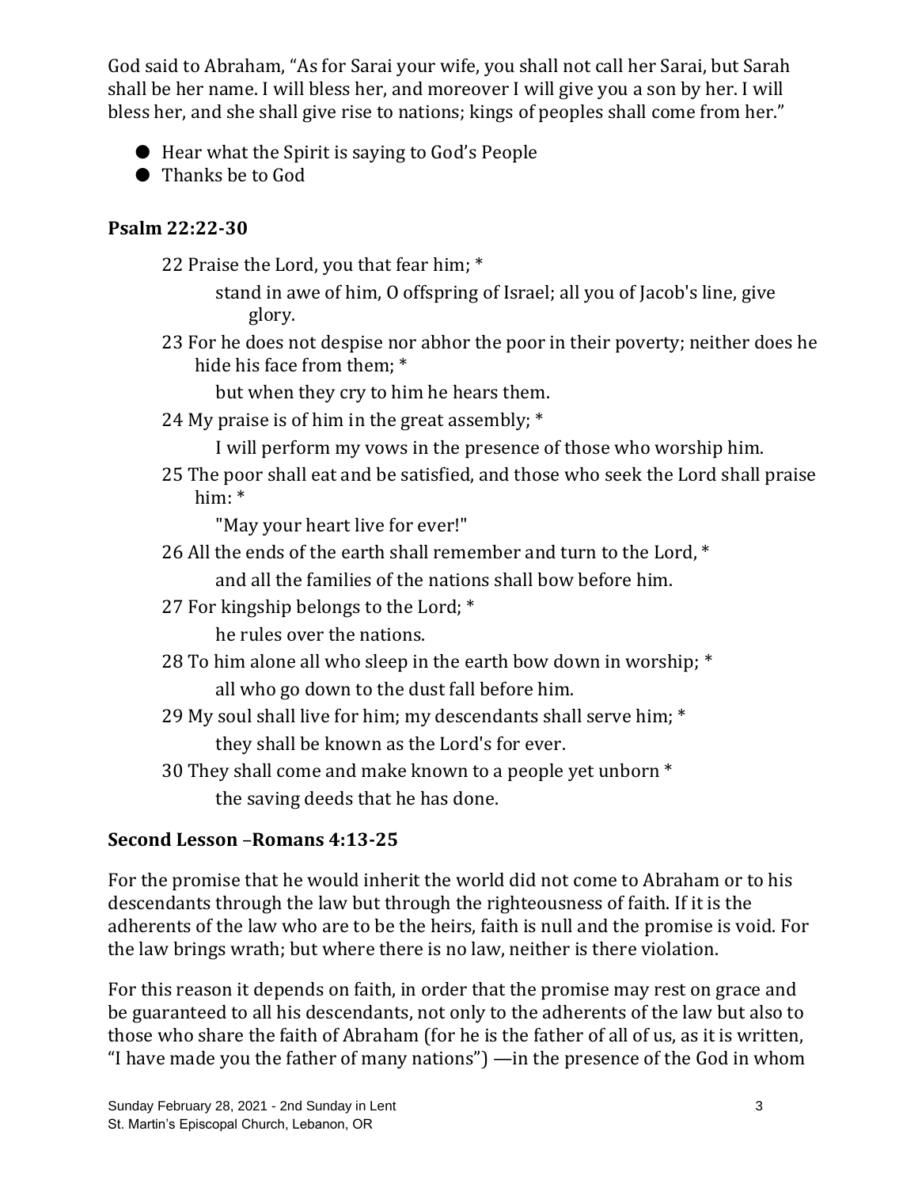God said to Abraham, “As for Sarai your wife, you shall not call her Sarai, but Sarah shall be her name. I will bless her, and moreover I will give you a son by her. I will bless her, and she shall give rise to nations; kings of peoples shall come from her.”

- Hear what the Spirit is saying to God’s People
- Thanks be to God

**Psalm 22:22-30**

22 Praise the Lord, you that fear him; *
stand in awe of him, O offspring of Israel; all you of Jacob's line, give glory.

23 For he does not despise nor abhor the poor in their poverty; neither does he hide his face from them; *
but when they cry to him he hears them.

24 My praise is of him in the great assembly; *
I will perform my vows in the presence of those who worship him.

25 The poor shall eat and be satisfied, and those who seek the Lord shall praise him: *
"May your heart live for ever!"

26 All the ends of the earth shall remember and turn to the Lord, *
and all the families of the nations shall bow before him.

27 For kingship belongs to the Lord; *
he rules over the nations.

28 To him alone all who sleep in the earth bow down in worship; *
all who go down to the dust fall before him.

29 My soul shall live for him; my descendants shall serve him; *
they shall be known as the Lord's for ever.

30 They shall come and make known to a people yet unborn *
the saving deeds that he has done.

**Second Lesson –Romans 4:13-25**

For the promise that he would inherit the world did not come to Abraham or to his descendants through the law but through the righteousness of faith. If it is the adherents of the law who are to be the heirs, faith is null and the promise is void. For the law brings wrath; but where there is no law, neither is there violation.

For this reason it depends on faith, in order that the promise may rest on grace and be guaranteed to all his descendants, not only to the adherents of the law but also to those who share the faith of Abraham (for he is the father of all of us, as it is written, “I have made you the father of many nations”) —in the presence of the God in whom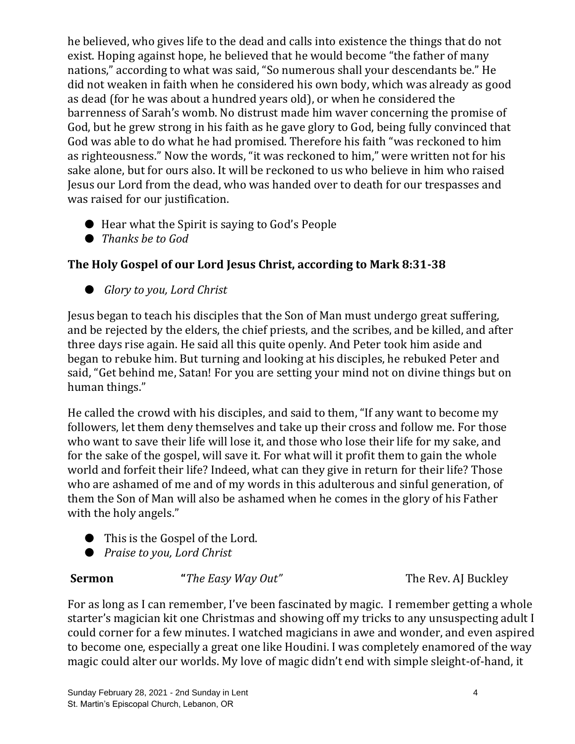he believed, who gives life to the dead and calls into existence the things that do not exist. Hoping against hope, he believed that he would become "the father of many nations," according to what was said, "So numerous shall your descendants be." He did not weaken in faith when he considered his own body, which was already as good as dead (for he was about a hundred years old), or when he considered the barrenness of Sarah's womb. No distrust made him waver concerning the promise of God, but he grew strong in his faith as he gave glory to God, being fully convinced that God was able to do what he had promised. Therefore his faith "was reckoned to him as righteousness." Now the words, "it was reckoned to him," were written not for his sake alone, but for ours also. It will be reckoned to us who believe in him who raised Jesus our Lord from the dead, who was handed over to death for our trespasses and was raised for our justification.

- Hear what the Spirit is saying to God's People
- *Thanks be to God*

**The Holy Gospel of our Lord Jesus Christ, according to Mark 8:31-38**

- *Glory to you, Lord Christ*

Jesus began to teach his disciples that the Son of Man must undergo great suffering, and be rejected by the elders, the chief priests, and the scribes, and be killed, and after three days rise again. He said all this quite openly. And Peter took him aside and began to rebuke him. But turning and looking at his disciples, he rebuked Peter and said, "Get behind me, Satan! For you are setting your mind not on divine things but on human things."

He called the crowd with his disciples, and said to them, "If any want to become my followers, let them deny themselves and take up their cross and follow me. For those who want to save their life will lose it, and those who lose their life for my sake, and for the sake of the gospel, will save it. For what will it profit them to gain the whole world and forfeit their life? Indeed, what can they give in return for their life? Those who are ashamed of me and of my words in this adulterous and sinful generation, of them the Son of Man will also be ashamed when he comes in the glory of his Father with the holy angels."

- This is the Gospel of the Lord.
- *Praise to you, Lord Christ*

**Sermon** **"***The Easy Way Out"* The Rev. AJ Buckley

For as long as I can remember, I've been fascinated by magic. I remember getting a whole starter's magician kit one Christmas and showing off my tricks to any unsuspecting adult I could corner for a few minutes. I watched magicians in awe and wonder, and even aspired to become one, especially a great one like Houdini. I was completely enamored of the way magic could alter our worlds. My love of magic didn't end with simple sleight-of-hand, it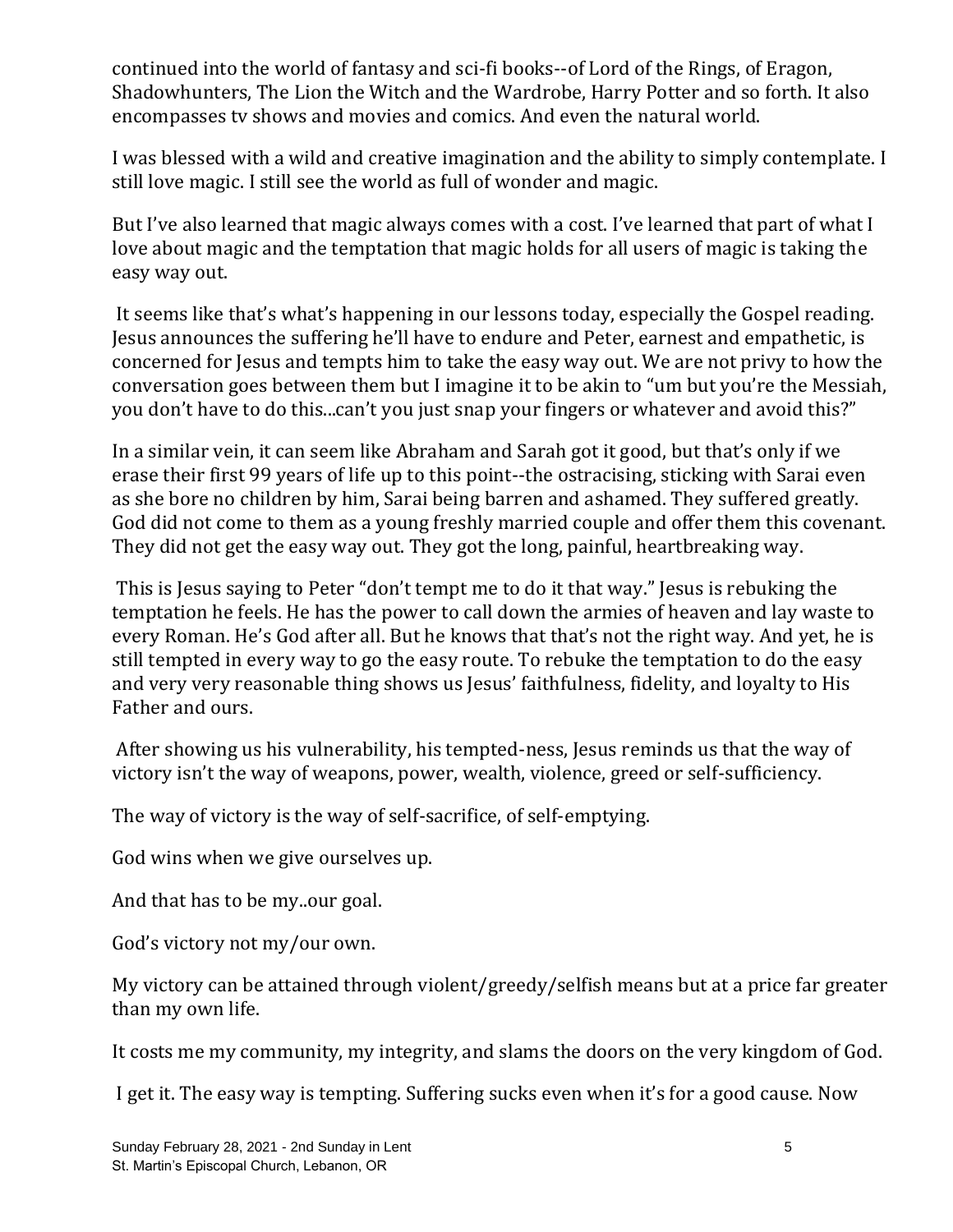continued into the world of fantasy and sci-fi books--of Lord of the Rings, of Eragon, Shadowhunters, The Lion the Witch and the Wardrobe, Harry Potter and so forth. It also encompasses tv shows and movies and comics. And even the natural world.

I was blessed with a wild and creative imagination and the ability to simply contemplate. I still love magic. I still see the world as full of wonder and magic.

But I've also learned that magic always comes with a cost. I've learned that part of what I love about magic and the temptation that magic holds for all users of magic is taking the easy way out.

It seems like that's what's happening in our lessons today, especially the Gospel reading. Jesus announces the suffering he'll have to endure and Peter, earnest and empathetic, is concerned for Jesus and tempts him to take the easy way out. We are not privy to how the conversation goes between them but I imagine it to be akin to "um but you're the Messiah, you don't have to do this...can't you just snap your fingers or whatever and avoid this?"

In a similar vein, it can seem like Abraham and Sarah got it good, but that's only if we erase their first 99 years of life up to this point--the ostracising, sticking with Sarai even as she bore no children by him, Sarai being barren and ashamed. They suffered greatly. God did not come to them as a young freshly married couple and offer them this covenant. They did not get the easy way out. They got the long, painful, heartbreaking way.

This is Jesus saying to Peter "don't tempt me to do it that way." Jesus is rebuking the temptation he feels. He has the power to call down the armies of heaven and lay waste to every Roman. He's God after all. But he knows that that's not the right way. And yet, he is still tempted in every way to go the easy route. To rebuke the temptation to do the easy and very very reasonable thing shows us Jesus' faithfulness, fidelity, and loyalty to His Father and ours.

After showing us his vulnerability, his tempted-ness, Jesus reminds us that the way of victory isn't the way of weapons, power, wealth, violence, greed or self-sufficiency.

The way of victory is the way of self-sacrifice, of self-emptying.

God wins when we give ourselves up.

And that has to be my..our goal.

God's victory not my/our own.

My victory can be attained through violent/greedy/selfish means but at a price far greater than my own life.

It costs me my community, my integrity, and slams the doors on the very kingdom of God.

I get it. The easy way is tempting. Suffering sucks even when it's for a good cause. Now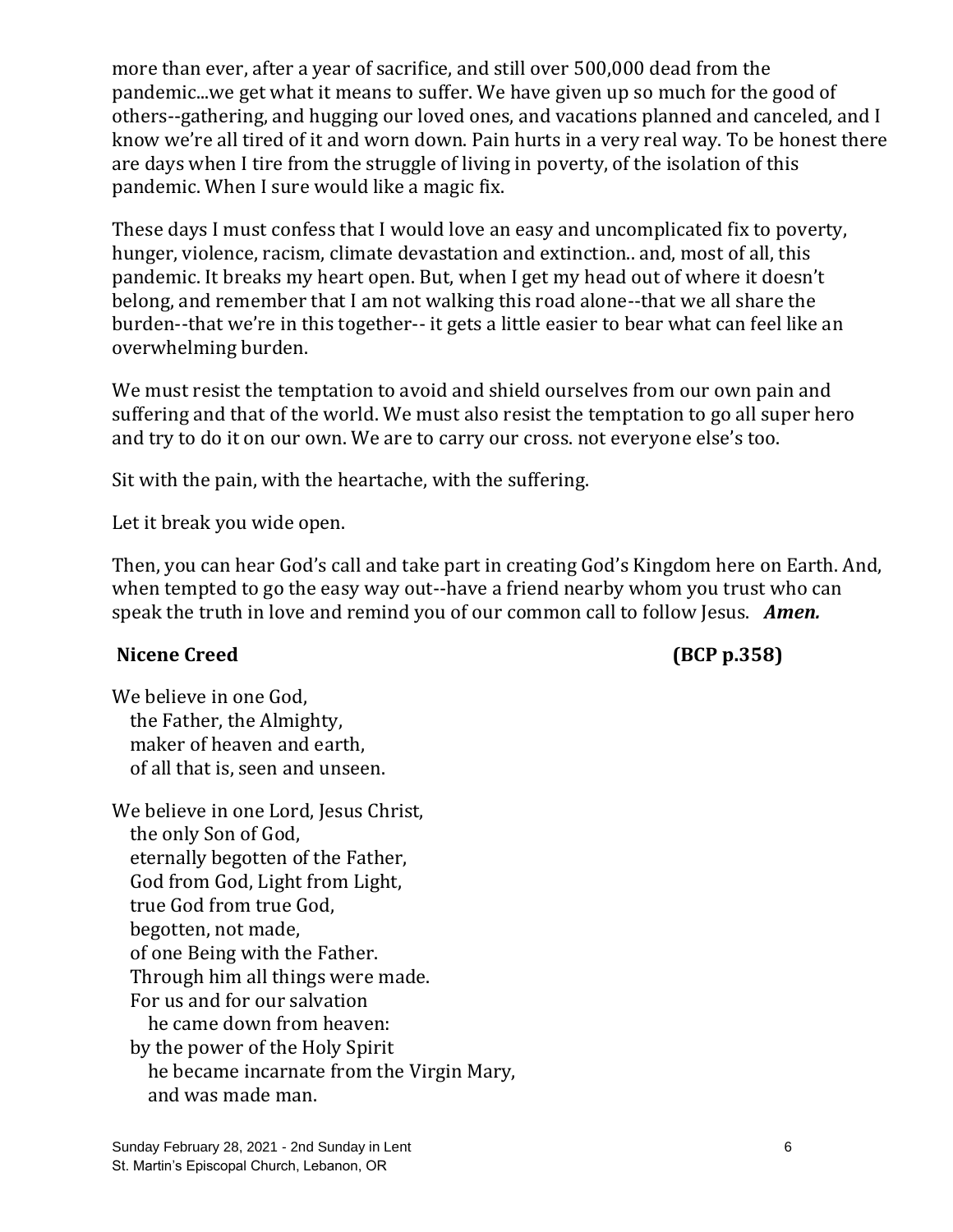more than ever, after a year of sacrifice, and still over 500,000 dead from the pandemic...we get what it means to suffer. We have given up so much for the good of others--gathering, and hugging our loved ones, and vacations planned and canceled, and I know we're all tired of it and worn down. Pain hurts in a very real way. To be honest there are days when I tire from the struggle of living in poverty, of the isolation of this pandemic. When I sure would like a magic fix.

These days I must confess that I would love an easy and uncomplicated fix to poverty, hunger, violence, racism, climate devastation and extinction.. and, most of all, this pandemic. It breaks my heart open. But, when I get my head out of where it doesn't belong, and remember that I am not walking this road alone--that we all share the burden--that we're in this together-- it gets a little easier to bear what can feel like an overwhelming burden.

We must resist the temptation to avoid and shield ourselves from our own pain and suffering and that of the world. We must also resist the temptation to go all super hero and try to do it on our own. We are to carry our cross. not everyone else's too.

Sit with the pain, with the heartache, with the suffering.

Let it break you wide open.

Then, you can hear God's call and take part in creating God's Kingdom here on Earth. And, when tempted to go the easy way out--have a friend nearby whom you trust who can speak the truth in love and remind you of our common call to follow Jesus. ***Amen.***

**Nicene Creed** **(BCP p.358)**

We believe in one God,
the Father, the Almighty,
maker of heaven and earth,
of all that is, seen and unseen.

We believe in one Lord, Jesus Christ,
the only Son of God,
eternally begotten of the Father,
God from God, Light from Light,
true God from true God,
begotten, not made,
of one Being with the Father.
Through him all things were made.
For us and for our salvation
he came down from heaven:
by the power of the Holy Spirit
he became incarnate from the Virgin Mary,
and was made man.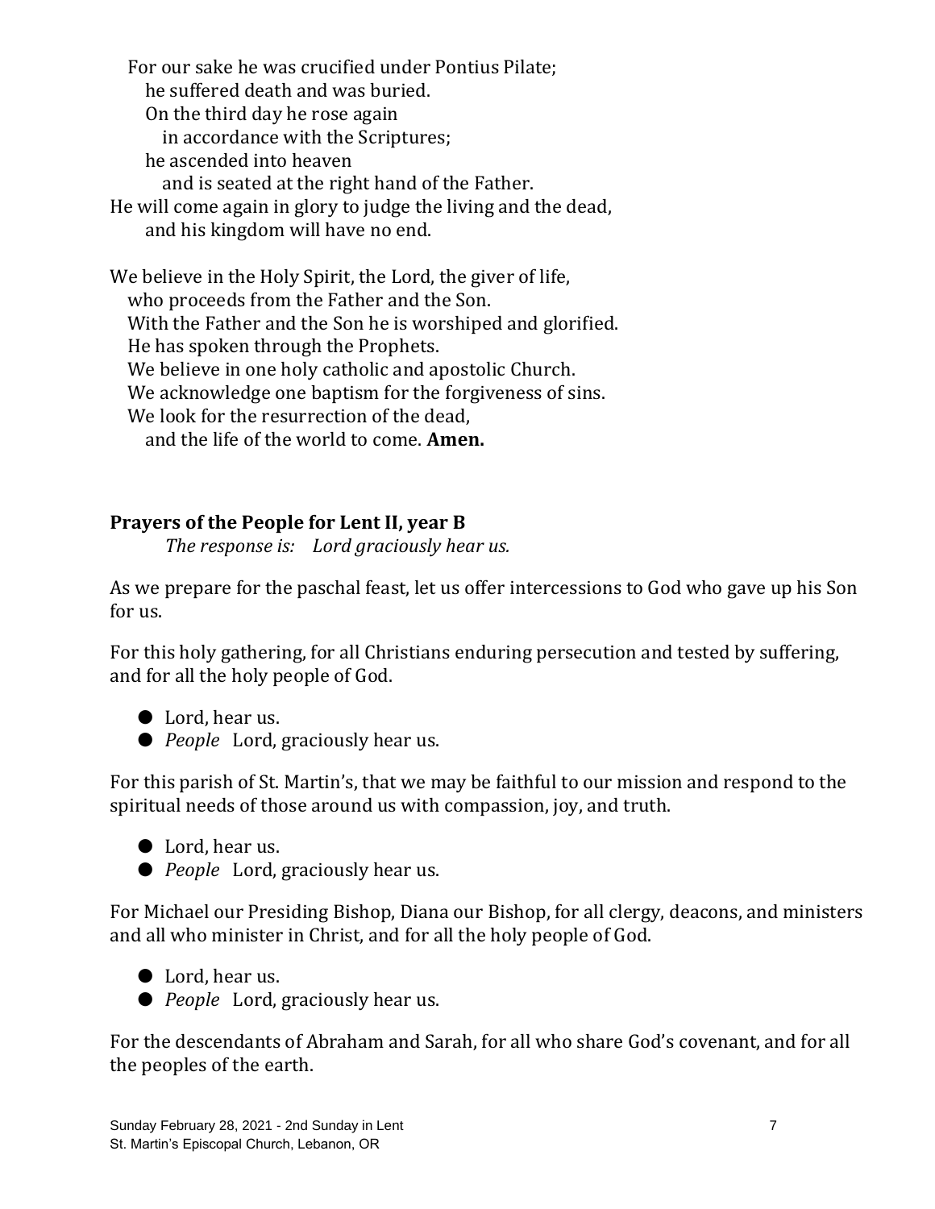For our sake he was crucified under Pontius Pilate;
he suffered death and was buried.
On the third day he rose again
in accordance with the Scriptures;
he ascended into heaven
and is seated at the right hand of the Father.
He will come again in glory to judge the living and the dead,
and his kingdom will have no end.

We believe in the Holy Spirit, the Lord, the giver of life,
who proceeds from the Father and the Son.
With the Father and the Son he is worshiped and glorified.
He has spoken through the Prophets.
We believe in one holy catholic and apostolic Church.
We acknowledge one baptism for the forgiveness of sins.
We look for the resurrection of the dead,
and the life of the world to come. **Amen.**

**Prayers of the People for Lent II, year B**

*The response is: Lord graciously hear us.*

As we prepare for the paschal feast, let us offer intercessions to God who gave up his Son for us.

For this holy gathering, for all Christians enduring persecution and tested by suffering, and for all the holy people of God.

- Lord, hear us.
- *People* Lord, graciously hear us.

For this parish of St. Martin's, that we may be faithful to our mission and respond to the spiritual needs of those around us with compassion, joy, and truth.

- Lord, hear us.
- *People* Lord, graciously hear us.

For Michael our Presiding Bishop, Diana our Bishop, for all clergy, deacons, and ministers and all who minister in Christ, and for all the holy people of God.

- Lord, hear us.
- *People* Lord, graciously hear us.

For the descendants of Abraham and Sarah, for all who share God's covenant, and for all the peoples of the earth.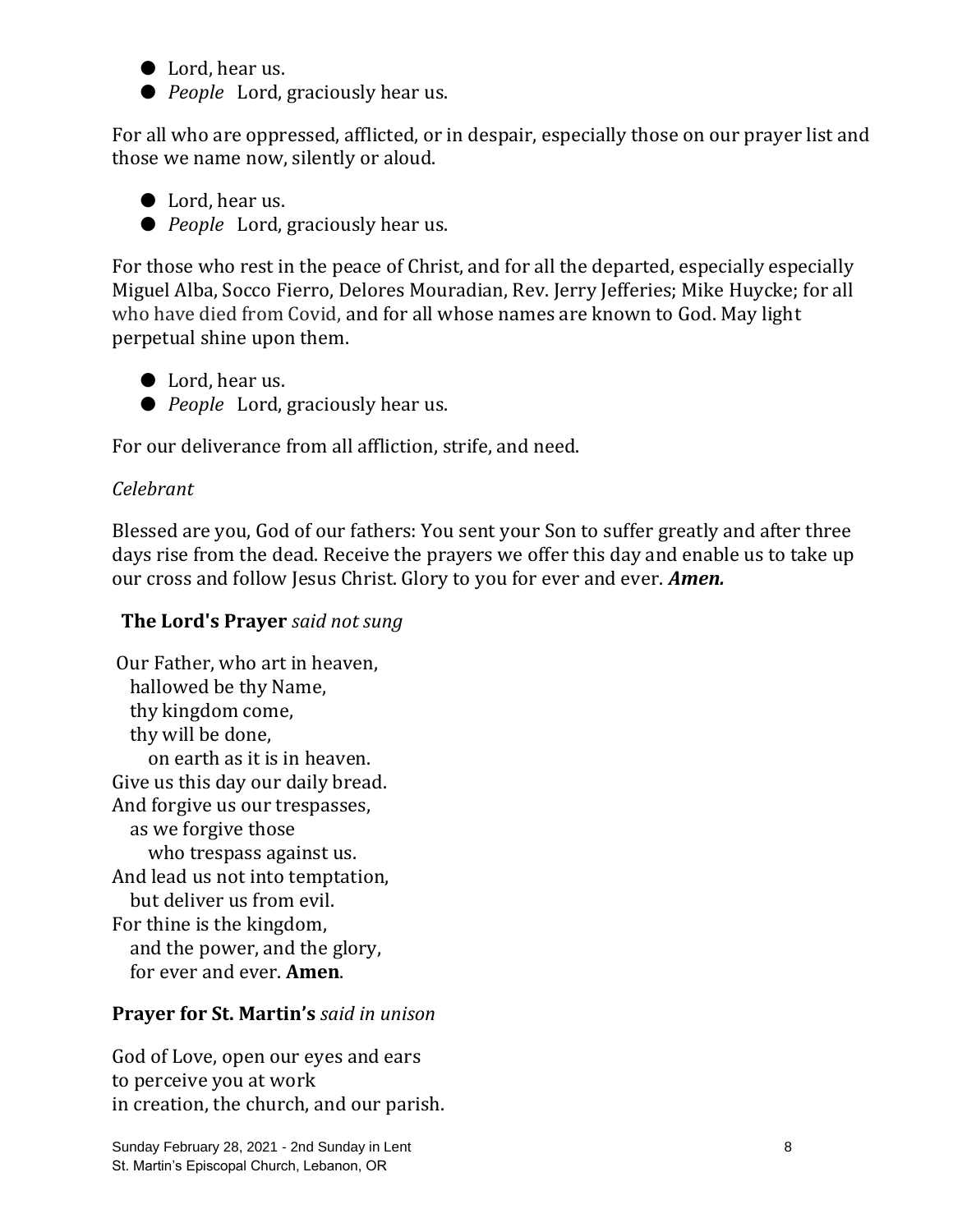- Lord, hear us.
- *People* Lord, graciously hear us.

For all who are oppressed, afflicted, or in despair, especially those on our prayer list and those we name now, silently or aloud.

- Lord, hear us.
- *People* Lord, graciously hear us.

For those who rest in the peace of Christ, and for all the departed, especially especially Miguel Alba, Socco Fierro, Delores Mouradian, Rev. Jerry Jefferies; Mike Huycke; for all who have died from Covid, and for all whose names are known to God. May light perpetual shine upon them.

- Lord, hear us.
- *People* Lord, graciously hear us.

For our deliverance from all affliction, strife, and need.

*Celebrant*

Blessed are you, God of our fathers: You sent your Son to suffer greatly and after three days rise from the dead. Receive the prayers we offer this day and enable us to take up our cross and follow Jesus Christ. Glory to you for ever and ever. ***Amen.***

**The Lord's Prayer** *said not sung*

Our Father, who art in heaven,
hallowed be thy Name,
thy kingdom come,
thy will be done,
on earth as it is in heaven.
Give us this day our daily bread.
And forgive us our trespasses,
as we forgive those
who trespass against us.
And lead us not into temptation,
but deliver us from evil.
For thine is the kingdom,
and the power, and the glory,
for ever and ever. **Amen**.

**Prayer for St. Martin's** *said in unison*

God of Love, open our eyes and ears
to perceive you at work
in creation, the church, and our parish.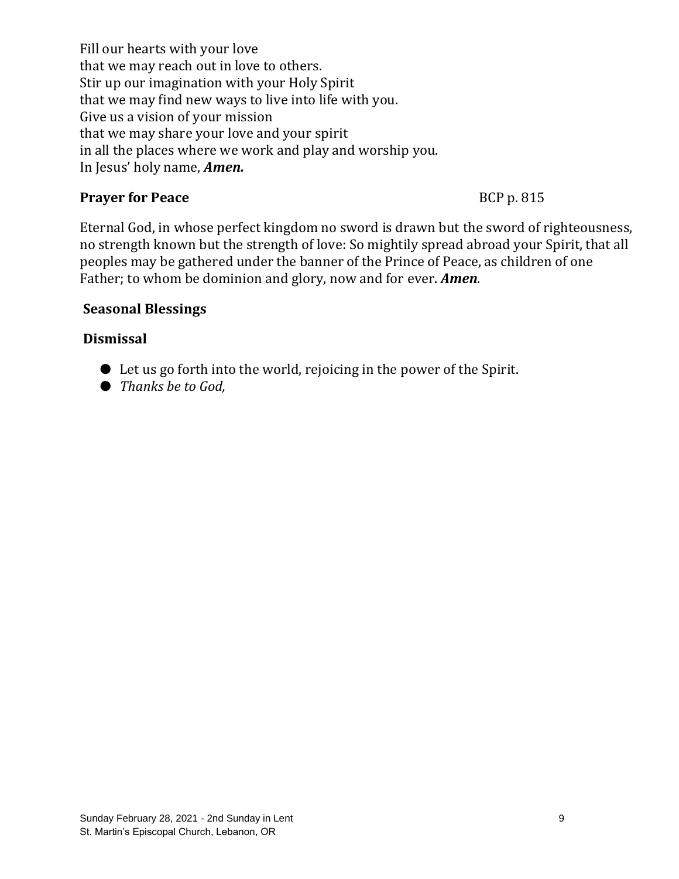Fill our hearts with your love
that we may reach out in love to others.
Stir up our imagination with your Holy Spirit
that we may find new ways to live into life with you.
Give us a vision of your mission
that we may share your love and your spirit
in all the places where we work and play and worship you.
In Jesus' holy name, ***Amen.***

**Prayer for Peace** BCP p. 815

Eternal God, in whose perfect kingdom no sword is drawn but the sword of righteousness, no strength known but the strength of love: So mightily spread abroad your Spirit, that all peoples may be gathered under the banner of the Prince of Peace, as children of one Father; to whom be dominion and glory, now and for ever. ***Amen.***

**Seasonal Blessings**

**Dismissal**

- Let us go forth into the world, rejoicing in the power of the Spirit.
- *Thanks be to God,*